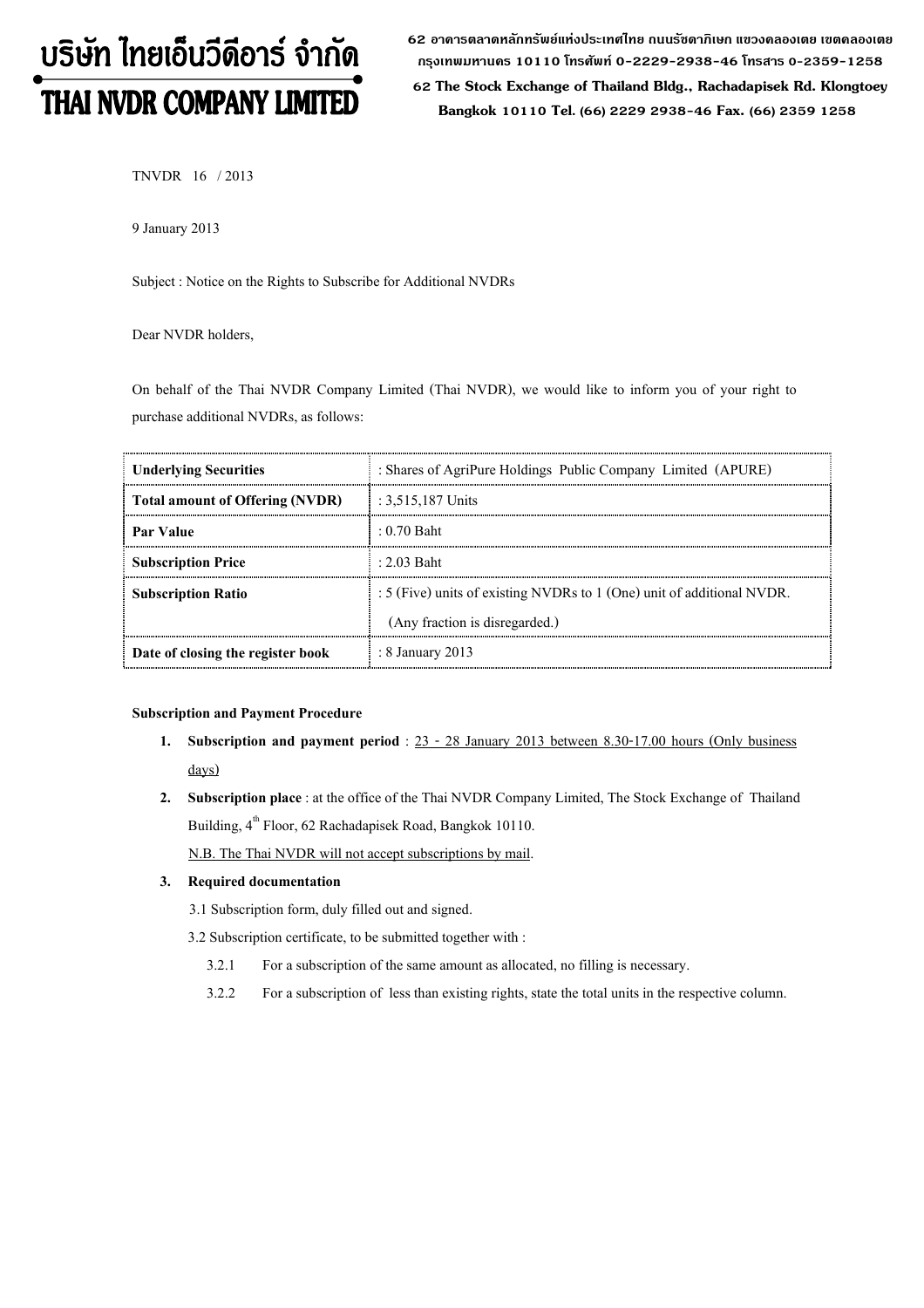# บริษัท ไทยเอ็นวีดีอาร์ จำกัด
# THAI NVDR COMPANY LIMITED

62 อาคารตลาดหลักทรัพย์แห่งประเทศไทย ถนนรัชดาภิเษก แขวงคลองเตย เขตคลองเตย กรุงเทพมหานคร 10110 โทรศัพท์ 0-2229-2938-46 โทรสาร 0-2359-1258
62 The Stock Exchange of Thailand Bldg., Rachadapisek Rd. Klongtoey Bangkok 10110 Tel. (66) 2229 2938-46 Fax. (66) 2359 1258

TNVDR 16 / 2013

9 January 2013

Subject : Notice on the Rights to Subscribe for Additional NVDRs

Dear NVDR holders,

On behalf of the Thai NVDR Company Limited (Thai NVDR), we would like to inform you of your right to purchase additional NVDRs, as follows:

| **Underlying Securities** | : Shares of AgriPure Holdings Public Company Limited (APURE) |
|---|---|
| **Total amount of Offering (NVDR)** | : 3,515,187 Units |
| **Par Value** | : 0.70 Baht |
| **Subscription Price** | : 2.03 Baht |
| **Subscription Ratio** | : 5 (Five) units of existing NVDRs to 1 (One) unit of additional NVDR. (Any fraction is disregarded.) |
| **Date of closing the register book** | : 8 January 2013 |

**Subscription and Payment Procedure**

1. **Subscription and payment period** : 23 - 28 January 2013 between 8.30-17.00 hours (Only business days)
2. **Subscription place** : at the office of the Thai NVDR Company Limited, The Stock Exchange of Thailand Building, 4th Floor, 62 Rachadapisek Road, Bangkok 10110.

   N.B. The Thai NVDR will not accept subscriptions by mail.
3. **Required documentation**

   3.1 Subscription form, duly filled out and signed.

   3.2 Subscription certificate, to be submitted together with :

   3.2.1 For a subscription of the same amount as allocated, no filling is necessary.

   3.2.2 For a subscription of less than existing rights, state the total units in the respective column.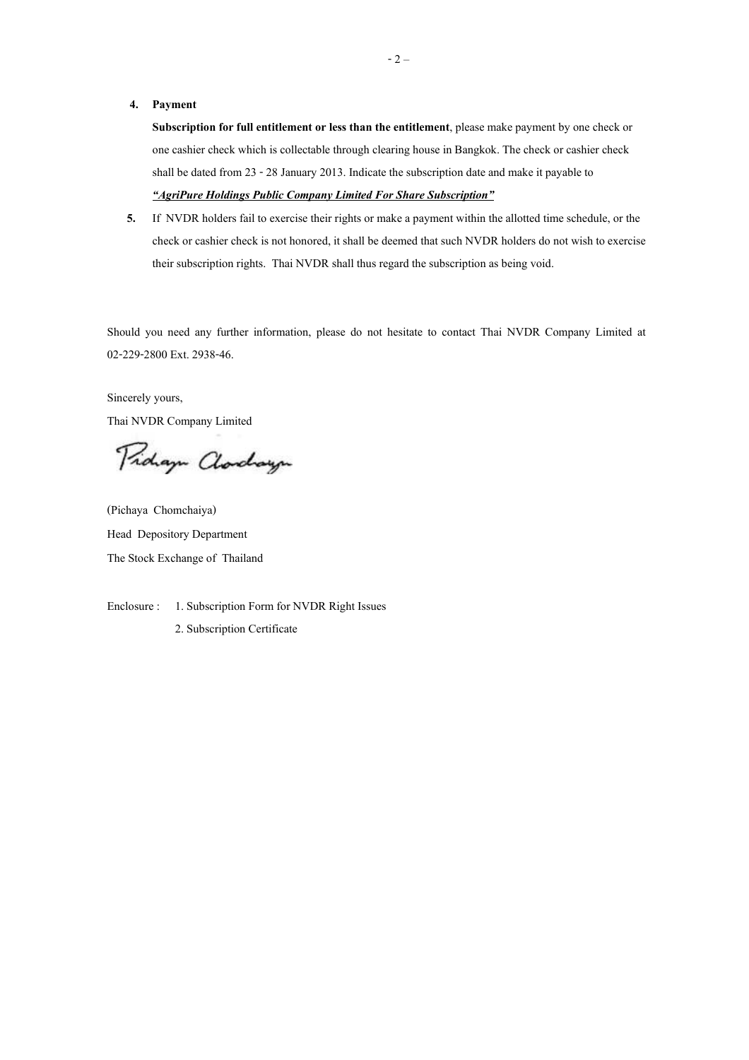4. **Payment**

   **Subscription for full entitlement or less than the entitlement**, please make payment by one check or one cashier check which is collectable through clearing house in Bangkok. The check or cashier check shall be dated from 23 - 28 January 2013. Indicate the subscription date and make it payable to ***"AgriPure Holdings Public Company Limited For Share Subscription"***

5. If NVDR holders fail to exercise their rights or make a payment within the allotted time schedule, or the check or cashier check is not honored, it shall be deemed that such NVDR holders do not wish to exercise their subscription rights. Thai NVDR shall thus regard the subscription as being void.

Should you need any further information, please do not hesitate to contact Thai NVDR Company Limited at 02-229-2800 Ext. 2938-46.

Sincerely yours,

Thai NVDR Company Limited

(Pichaya Chomchaiya)

Head Depository Department

The Stock Exchange of Thailand

Enclosure : 1. Subscription Form for NVDR Right Issues

2. Subscription Certificate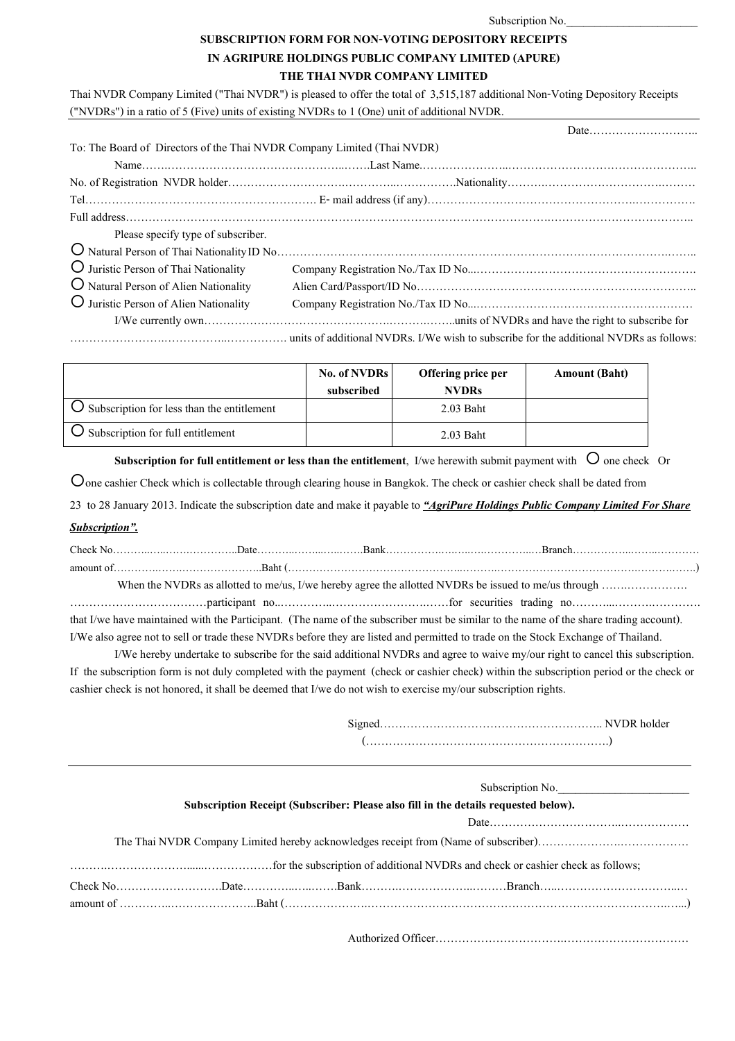Subscription No.______________________

**SUBSCRIPTION FORM FOR NON-VOTING DEPOSITORY RECEIPTS**

**IN AGRIPURE HOLDINGS PUBLIC COMPANY LIMITED (APURE)**

**THE THAI NVDR COMPANY LIMITED**

Thai NVDR Company Limited ("Thai NVDR") is pleased to offer the total of 3,515,187 additional Non-Voting Depository Receipts ("NVDRs") in a ratio of 5 (Five) units of existing NVDRs to 1 (One) unit of additional NVDR.

Date………………………..

To: The Board of Directors of the Thai NVDR Company Limited (Thai NVDR)

Name……………………………………………………Last Name…………………………………………………………

No. of Registration NVDR holder…………………………………………………………Nationality……………………………………………

Tel……………………………………………………… E- mail address (if any)……………………………………………………………………

Full address……………………………………………………………………………………………………………………………………………

Please specify type of subscriber.

- ○ Natural Person of Thai Nationality ID No……………………………………………………………………………………………………
- ○ Juristic Person of Thai Nationality Company Registration No./Tax ID No...……………………………………………………
- ○ Natural Person of Alien Nationality Alien Card/Passport/ID No……………………………………………………………………
- ○ Juristic Person of Alien Nationality Company Registration No./Tax ID No...……………………………………………………

I/We currently own……………………………………………………………..units of NVDRs and have the right to subscribe for ………………………………………………. units of additional NVDRs. I/We wish to subscribe for the additional NVDRs as follows:

| | No. of NVDRs subscribed | Offering price per NVDRs | Amount (Baht) |
|---|---|---|---|
| ○ Subscription for less than the entitlement | | 2.03 Baht | |
| ○ Subscription for full entitlement | | 2.03 Baht | |

**Subscription for full entitlement or less than the entitlement**, I/we herewith submit payment with ○ one check Or ○ one cashier Check which is collectable through clearing house in Bangkok. The check or cashier check shall be dated from 23 to 28 January 2013. Indicate the subscription date and make it payable to ***"AgriPure Holdings Public Company Limited For Share Subscription".***

Check No……………………………..Date……………………………Bank……………………………………………Branch…………………………………

amount of……………………………………..Baht (……………………………………………………………………………………………………………………)

When the NVDRs as allotted to me/us, I/we hereby agree the allotted NVDRs be issued to me/us through ……………………… ………………………………participant no..…………………………………………for securities trading no…………………………… that I/we have maintained with the Participant. (The name of the subscriber must be similar to the name of the share trading account). I/We also agree not to sell or trade these NVDRs before they are listed and permitted to trade on the Stock Exchange of Thailand.

I/We hereby undertake to subscribe for the said additional NVDRs and agree to waive my/our right to cancel this subscription. If the subscription form is not duly completed with the payment (check or cashier check) within the subscription period or the check or cashier check is not honored, it shall be deemed that I/we do not wish to exercise my/our subscription rights.

Signed………………………………………………….. NVDR holder

(……………………………………………………….)

---

Subscription No.______________________

**Subscription Receipt (Subscriber: Please also fill in the details requested below).**

Date………………………………………………

The Thai NVDR Company Limited hereby acknowledges receipt from (Name of subscriber)…………………………………… ……………………………………………for the subscription of additional NVDRs and check or cashier check as follows;

Check No……………………….Date…………………….Bank…………………………………Branch…………………………………

amount of ……………………………………..Baht (………………………………………………………………………………………………)

Authorized Officer……………………………………………………………